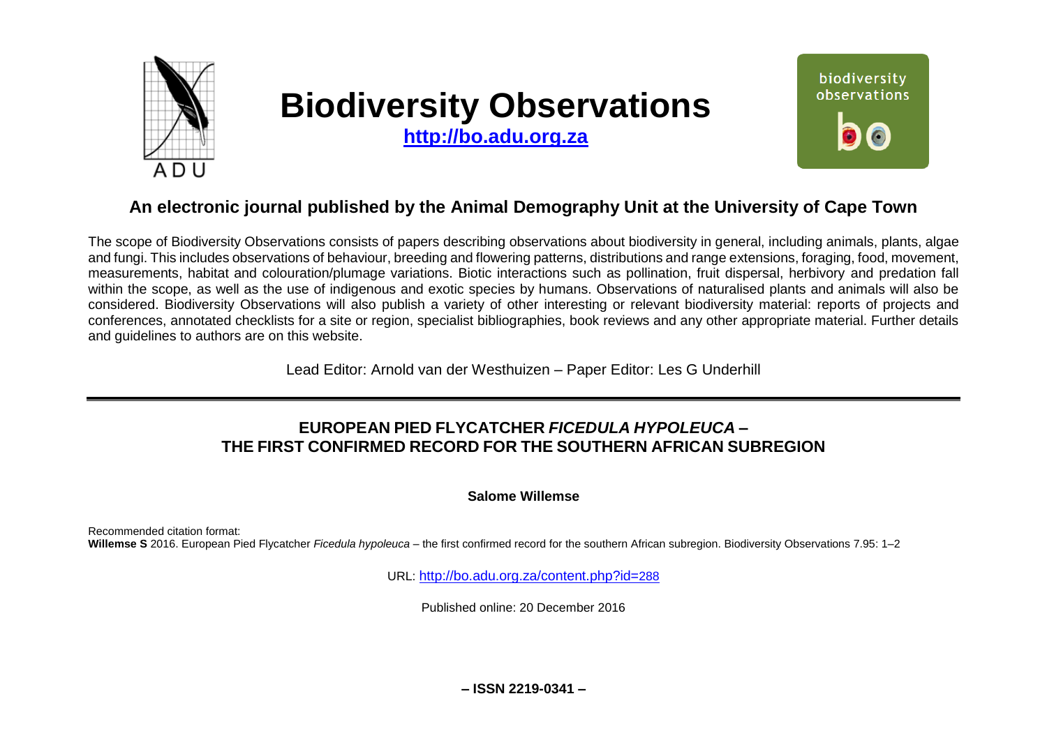# Biodiversity Observations

**http://bo.adu.org.za**

## An electronic journal published by the Animal Demography Unit at the University of Cape Town

The scope of Biodiversity Observations consists of papers describing observations about biodiversity in general, including animals, plants, algae and fungi. This includes observations of behaviour, breeding and flowering patterns, distributions and range extensions, foraging, food, movement, measurements, habitat and colouration/plumage variations. Biotic interactions such as pollination, fruit dispersal, herbivory and predation fall within the scope, as well as the use of indigenous and exotic species by humans. Observations of naturalised plants and animals will also be considered. Biodiversity Observations will also publish a variety of other interesting or relevant biodiversity material: reports of projects and conferences, annotated checklists for a site or region, specialist bibliographies, book reviews and any other appropriate material. Further details and guidelines to authors are on this website.

Lead Editor: Arnold van der Westhuizen – Paper Editor: Les G Underhill

---

# EUROPEAN PIED FLYCATCHER *FICEDULA HYPOLEUCA* – THE FIRST CONFIRMED RECORD FOR THE SOUTHERN AFRICAN SUBREGION

**Salome Willemse**

Recommended citation format:
**Willemse S** 2016. European Pied Flycatcher *Ficedula hypoleuca* – the first confirmed record for the southern African subregion. Biodiversity Observations 7.95: 1–2

URL: http://bo.adu.org.za/content.php?id=288

Published online: 20 December 2016

**– ISSN 2219-0341 –**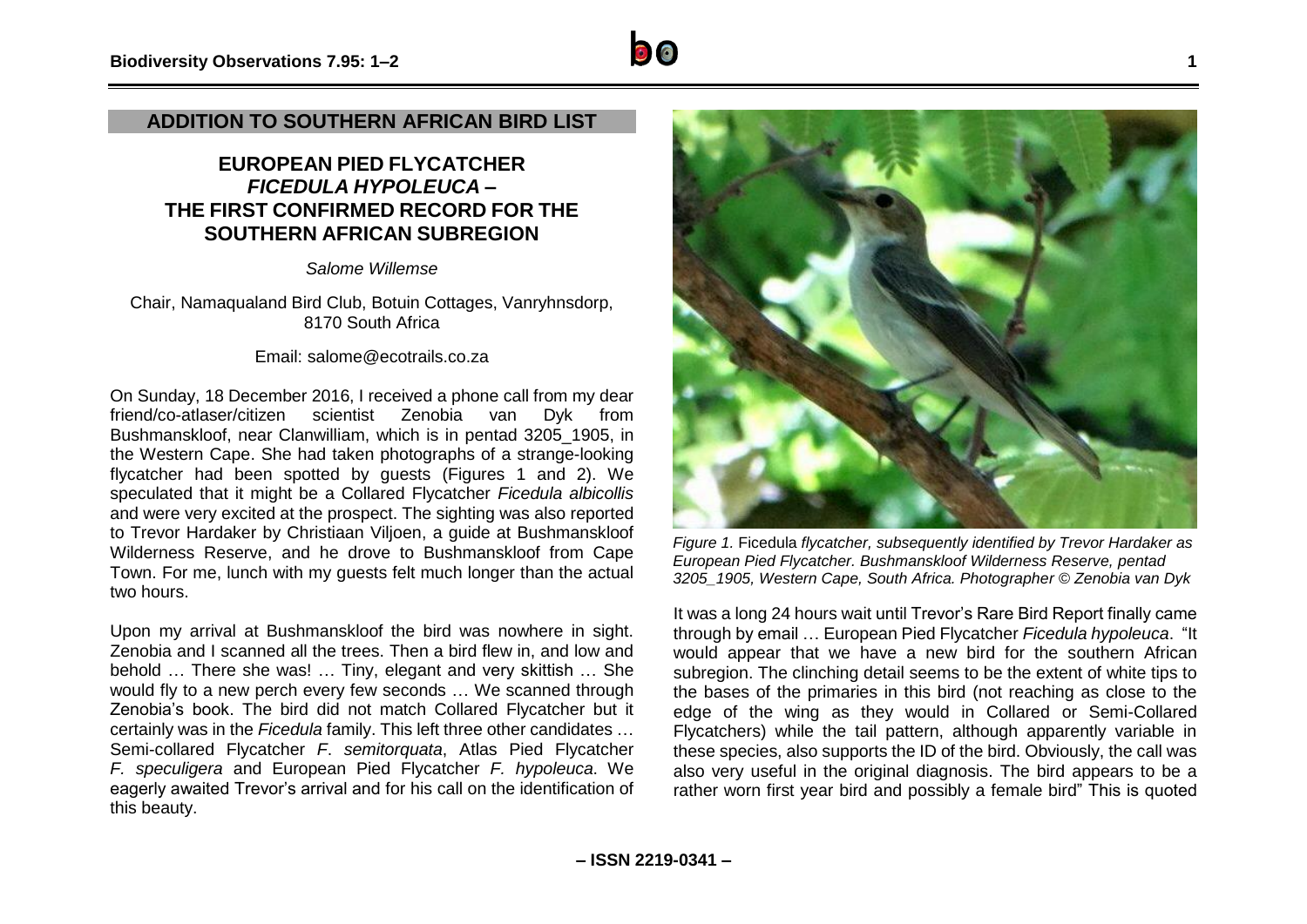## ADDITION TO SOUTHERN AFRICAN BIRD LIST

# EUROPEAN PIED FLYCATCHER *FICEDULA HYPOLEUCA* – THE FIRST CONFIRMED RECORD FOR THE SOUTHERN AFRICAN SUBREGION

*Salome Willemse*

Chair, Namaqualand Bird Club, Botuin Cottages, Vanryhnsdorp, 8170 South Africa

Email: salome@ecotrails.co.za

On Sunday, 18 December 2016, I received a phone call from my dear friend/co-atlaser/citizen scientist Zenobia van Dyk from Bushmanskloof, near Clanwilliam, which is in pentad 3205_1905, in the Western Cape. She had taken photographs of a strange-looking flycatcher had been spotted by guests (Figures 1 and 2). We speculated that it might be a Collared Flycatcher *Ficedula albicollis* and were very excited at the prospect. The sighting was also reported to Trevor Hardaker by Christiaan Viljoen, a guide at Bushmanskloof Wilderness Reserve, and he drove to Bushmanskloof from Cape Town. For me, lunch with my guests felt much longer than the actual two hours.

Upon my arrival at Bushmanskloof the bird was nowhere in sight. Zenobia and I scanned all the trees. Then a bird flew in, and low and behold … There she was! … Tiny, elegant and very skittish … She would fly to a new perch every few seconds … We scanned through Zenobia's book. The bird did not match Collared Flycatcher but it certainly was in the *Ficedula* family. This left three other candidates … Semi-collared Flycatcher *F. semitorquata*, Atlas Pied Flycatcher *F. speculigera* and European Pied Flycatcher *F. hypoleuca*. We eagerly awaited Trevor's arrival and for his call on the identification of this beauty.

*Figure 1.* Ficedula *flycatcher, subsequently identified by Trevor Hardaker as European Pied Flycatcher. Bushmanskloof Wilderness Reserve, pentad 3205_1905, Western Cape, South Africa. Photographer © Zenobia van Dyk*

It was a long 24 hours wait until Trevor's Rare Bird Report finally came through by email … European Pied Flycatcher *Ficedula hypoleuca*. "It would appear that we have a new bird for the southern African subregion. The clinching detail seems to be the extent of white tips to the bases of the primaries in this bird (not reaching as close to the edge of the wing as they would in Collared or Semi-Collared Flycatchers) while the tail pattern, although apparently variable in these species, also supports the ID of the bird. Obviously, the call was also very useful in the original diagnosis. The bird appears to be a rather worn first year bird and possibly a female bird" This is quoted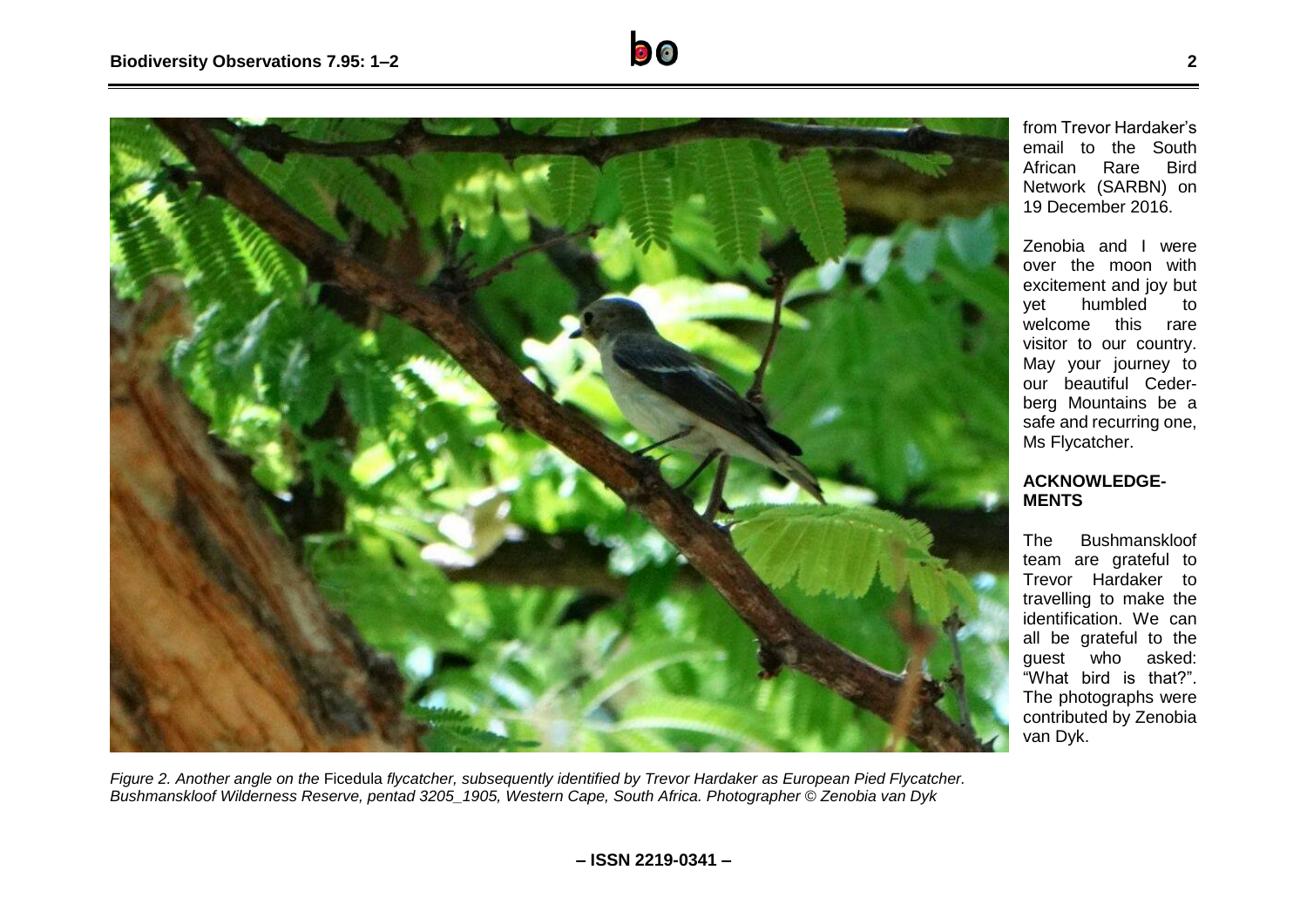from Trevor Hardaker's email to the South African Rare Bird Network (SARBN) on 19 December 2016.

Zenobia and I were over the moon with excitement and joy but yet humbled to welcome this rare visitor to our country. May your journey to our beautiful Cederberg Mountains be a safe and recurring one, Ms Flycatcher.

## ACKNOWLEDGEMENTS

The Bushmanskloof team are grateful to Trevor Hardaker to travelling to make the identification. We can all be grateful to the guest who asked: "What bird is that?". The photographs were contributed by Zenobia van Dyk.

*Figure 2. Another angle on the* Ficedula *flycatcher, subsequently identified by Trevor Hardaker as European Pied Flycatcher. Bushmanskloof Wilderness Reserve, pentad 3205_1905, Western Cape, South Africa. Photographer © Zenobia van Dyk*